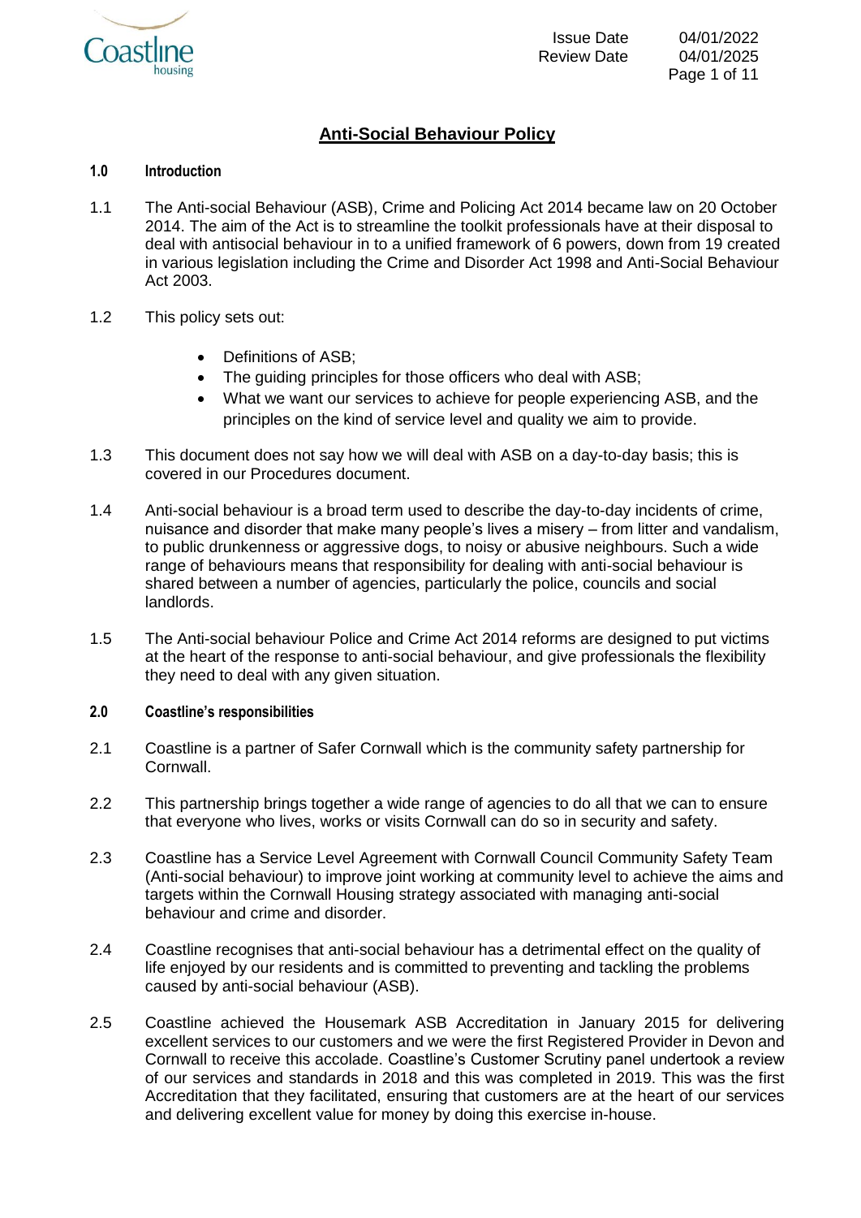# Anti-Social Behaviour Policy

## 1.0 Introduction

1.1 The Anti-social Behaviour (ASB), Crime and Policing Act 2014 became law on 20 October 2014. The aim of the Act is to streamline the toolkit professionals have at their disposal to deal with antisocial behaviour in to a unified framework of 6 powers, down from 19 created in various legislation including the Crime and Disorder Act 1998 and Anti-Social Behaviour Act 2003.

1.2 This policy sets out:

- Definitions of ASB;
- The guiding principles for those officers who deal with ASB;
- What we want our services to achieve for people experiencing ASB, and the principles on the kind of service level and quality we aim to provide.

1.3 This document does not say how we will deal with ASB on a day-to-day basis; this is covered in our Procedures document.

1.4 Anti-social behaviour is a broad term used to describe the day-to-day incidents of crime, nuisance and disorder that make many people's lives a misery – from litter and vandalism, to public drunkenness or aggressive dogs, to noisy or abusive neighbours. Such a wide range of behaviours means that responsibility for dealing with anti-social behaviour is shared between a number of agencies, particularly the police, councils and social landlords.

1.5 The Anti-social behaviour Police and Crime Act 2014 reforms are designed to put victims at the heart of the response to anti-social behaviour, and give professionals the flexibility they need to deal with any given situation.

## 2.0 Coastline's responsibilities

2.1 Coastline is a partner of Safer Cornwall which is the community safety partnership for Cornwall.

2.2 This partnership brings together a wide range of agencies to do all that we can to ensure that everyone who lives, works or visits Cornwall can do so in security and safety.

2.3 Coastline has a Service Level Agreement with Cornwall Council Community Safety Team (Anti-social behaviour) to improve joint working at community level to achieve the aims and targets within the Cornwall Housing strategy associated with managing anti-social behaviour and crime and disorder.

2.4 Coastline recognises that anti-social behaviour has a detrimental effect on the quality of life enjoyed by our residents and is committed to preventing and tackling the problems caused by anti-social behaviour (ASB).

2.5 Coastline achieved the Housemark ASB Accreditation in January 2015 for delivering excellent services to our customers and we were the first Registered Provider in Devon and Cornwall to receive this accolade. Coastline's Customer Scrutiny panel undertook a review of our services and standards in 2018 and this was completed in 2019. This was the first Accreditation that they facilitated, ensuring that customers are at the heart of our services and delivering excellent value for money by doing this exercise in-house.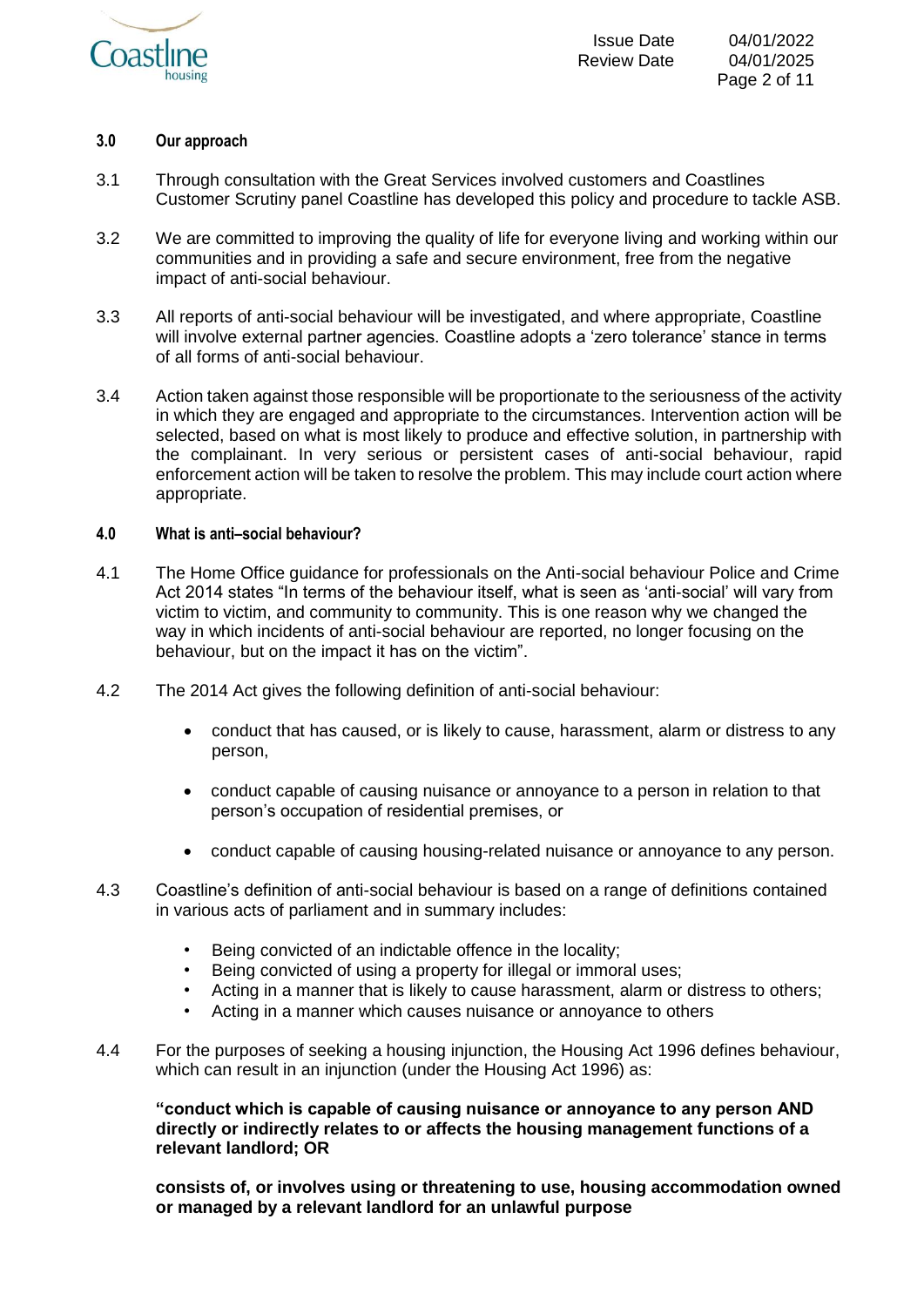## 3.0 Our approach

3.1 Through consultation with the Great Services involved customers and Coastlines Customer Scrutiny panel Coastline has developed this policy and procedure to tackle ASB.

3.2 We are committed to improving the quality of life for everyone living and working within our communities and in providing a safe and secure environment, free from the negative impact of anti-social behaviour.

3.3 All reports of anti-social behaviour will be investigated, and where appropriate, Coastline will involve external partner agencies. Coastline adopts a 'zero tolerance' stance in terms of all forms of anti-social behaviour.

3.4 Action taken against those responsible will be proportionate to the seriousness of the activity in which they are engaged and appropriate to the circumstances. Intervention action will be selected, based on what is most likely to produce and effective solution, in partnership with the complainant. In very serious or persistent cases of anti-social behaviour, rapid enforcement action will be taken to resolve the problem. This may include court action where appropriate.

## 4.0 What is anti–social behaviour?

4.1 The Home Office guidance for professionals on the Anti-social behaviour Police and Crime Act 2014 states "In terms of the behaviour itself, what is seen as 'anti-social' will vary from victim to victim, and community to community. This is one reason why we changed the way in which incidents of anti-social behaviour are reported, no longer focusing on the behaviour, but on the impact it has on the victim".

4.2 The 2014 Act gives the following definition of anti-social behaviour:

- conduct that has caused, or is likely to cause, harassment, alarm or distress to any person,
- conduct capable of causing nuisance or annoyance to a person in relation to that person's occupation of residential premises, or
- conduct capable of causing housing-related nuisance or annoyance to any person.

4.3 Coastline's definition of anti-social behaviour is based on a range of definitions contained in various acts of parliament and in summary includes:

- Being convicted of an indictable offence in the locality;
- Being convicted of using a property for illegal or immoral uses;
- Acting in a manner that is likely to cause harassment, alarm or distress to others;
- Acting in a manner which causes nuisance or annoyance to others

4.4 For the purposes of seeking a housing injunction, the Housing Act 1996 defines behaviour, which can result in an injunction (under the Housing Act 1996) as:

**"conduct which is capable of causing nuisance or annoyance to any person AND directly or indirectly relates to or affects the housing management functions of a relevant landlord; OR**

**consists of, or involves using or threatening to use, housing accommodation owned or managed by a relevant landlord for an unlawful purpose**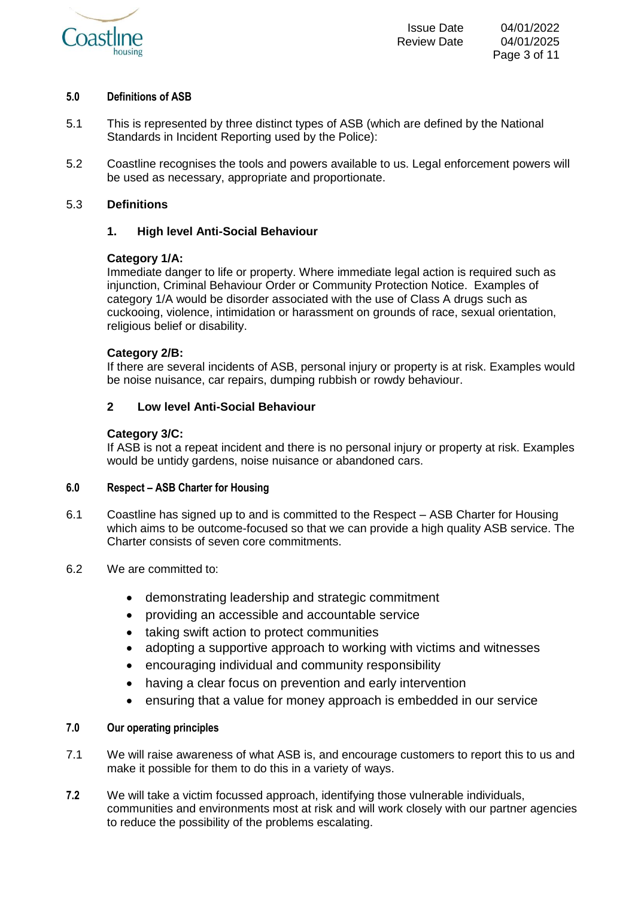## 5.0 Definitions of ASB

5.1 This is represented by three distinct types of ASB (which are defined by the National Standards in Incident Reporting used by the Police):

5.2 Coastline recognises the tools and powers available to us. Legal enforcement powers will be used as necessary, appropriate and proportionate.

5.3 **Definitions**

**1. High level Anti-Social Behaviour**

**Category 1/A:**
Immediate danger to life or property. Where immediate legal action is required such as injunction, Criminal Behaviour Order or Community Protection Notice. Examples of category 1/A would be disorder associated with the use of Class A drugs such as cuckooing, violence, intimidation or harassment on grounds of race, sexual orientation, religious belief or disability.

**Category 2/B:**
If there are several incidents of ASB, personal injury or property is at risk. Examples would be noise nuisance, car repairs, dumping rubbish or rowdy behaviour.

**2 Low level Anti-Social Behaviour**

**Category 3/C:**
If ASB is not a repeat incident and there is no personal injury or property at risk. Examples would be untidy gardens, noise nuisance or abandoned cars.

## 6.0 Respect – ASB Charter for Housing

6.1 Coastline has signed up to and is committed to the Respect – ASB Charter for Housing which aims to be outcome-focused so that we can provide a high quality ASB service. The Charter consists of seven core commitments.

6.2 We are committed to:

- demonstrating leadership and strategic commitment
- providing an accessible and accountable service
- taking swift action to protect communities
- adopting a supportive approach to working with victims and witnesses
- encouraging individual and community responsibility
- having a clear focus on prevention and early intervention
- ensuring that a value for money approach is embedded in our service

## 7.0 Our operating principles

7.1 We will raise awareness of what ASB is, and encourage customers to report this to us and make it possible for them to do this in a variety of ways.

**7.2** We will take a victim focussed approach, identifying those vulnerable individuals, communities and environments most at risk and will work closely with our partner agencies to reduce the possibility of the problems escalating.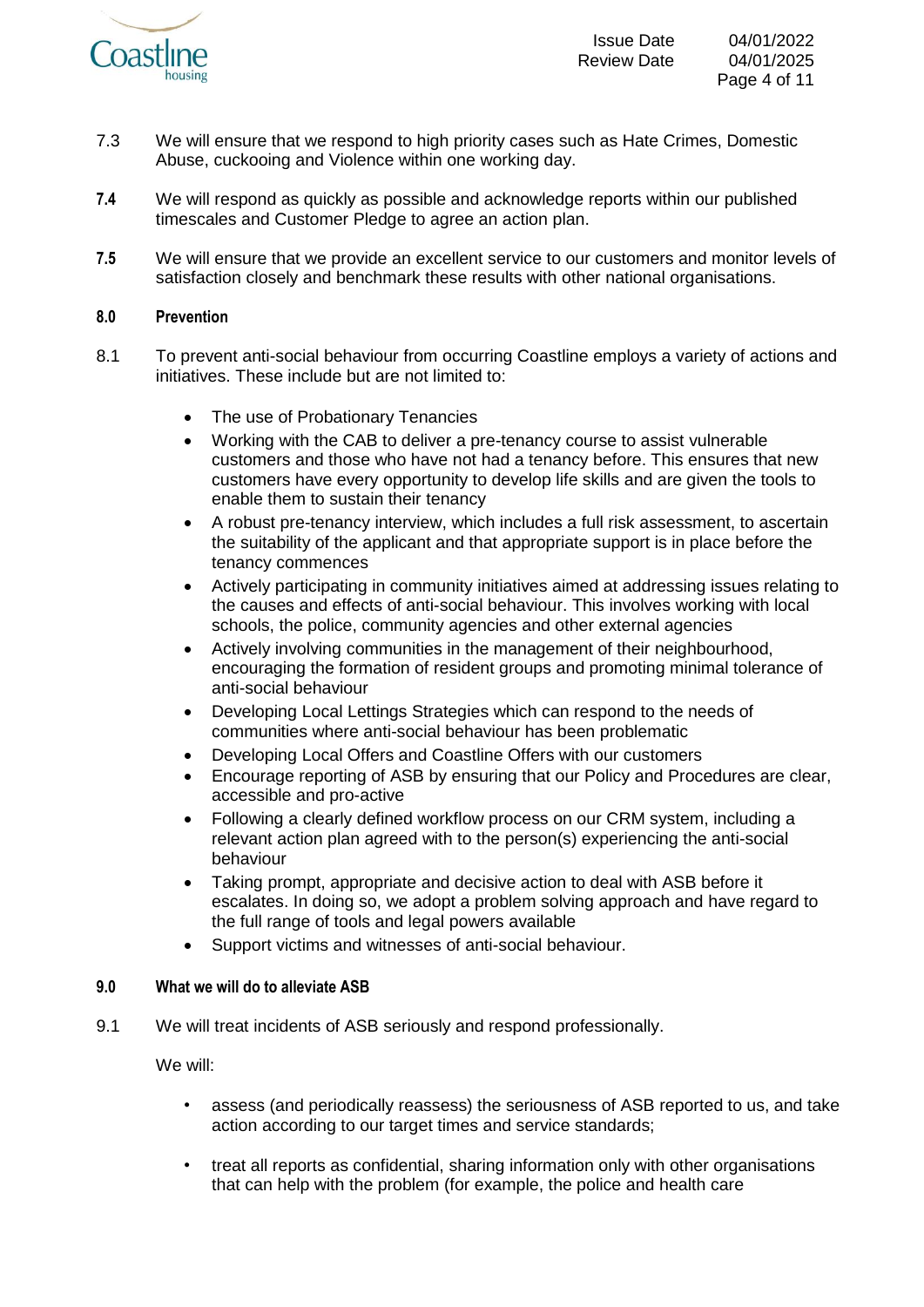7.3 We will ensure that we respond to high priority cases such as Hate Crimes, Domestic Abuse, cuckooing and Violence within one working day.

**7.4** We will respond as quickly as possible and acknowledge reports within our published timescales and Customer Pledge to agree an action plan.

**7.5** We will ensure that we provide an excellent service to our customers and monitor levels of satisfaction closely and benchmark these results with other national organisations.

## 8.0 Prevention

8.1 To prevent anti-social behaviour from occurring Coastline employs a variety of actions and initiatives. These include but are not limited to:

- The use of Probationary Tenancies
- Working with the CAB to deliver a pre-tenancy course to assist vulnerable customers and those who have not had a tenancy before. This ensures that new customers have every opportunity to develop life skills and are given the tools to enable them to sustain their tenancy
- A robust pre-tenancy interview, which includes a full risk assessment, to ascertain the suitability of the applicant and that appropriate support is in place before the tenancy commences
- Actively participating in community initiatives aimed at addressing issues relating to the causes and effects of anti-social behaviour. This involves working with local schools, the police, community agencies and other external agencies
- Actively involving communities in the management of their neighbourhood, encouraging the formation of resident groups and promoting minimal tolerance of anti-social behaviour
- Developing Local Lettings Strategies which can respond to the needs of communities where anti-social behaviour has been problematic
- Developing Local Offers and Coastline Offers with our customers
- Encourage reporting of ASB by ensuring that our Policy and Procedures are clear, accessible and pro-active
- Following a clearly defined workflow process on our CRM system, including a relevant action plan agreed with to the person(s) experiencing the anti-social behaviour
- Taking prompt, appropriate and decisive action to deal with ASB before it escalates. In doing so, we adopt a problem solving approach and have regard to the full range of tools and legal powers available
- Support victims and witnesses of anti-social behaviour.

## 9.0 What we will do to alleviate ASB

9.1 We will treat incidents of ASB seriously and respond professionally.

We will:

- assess (and periodically reassess) the seriousness of ASB reported to us, and take action according to our target times and service standards;
- treat all reports as confidential, sharing information only with other organisations that can help with the problem (for example, the police and health care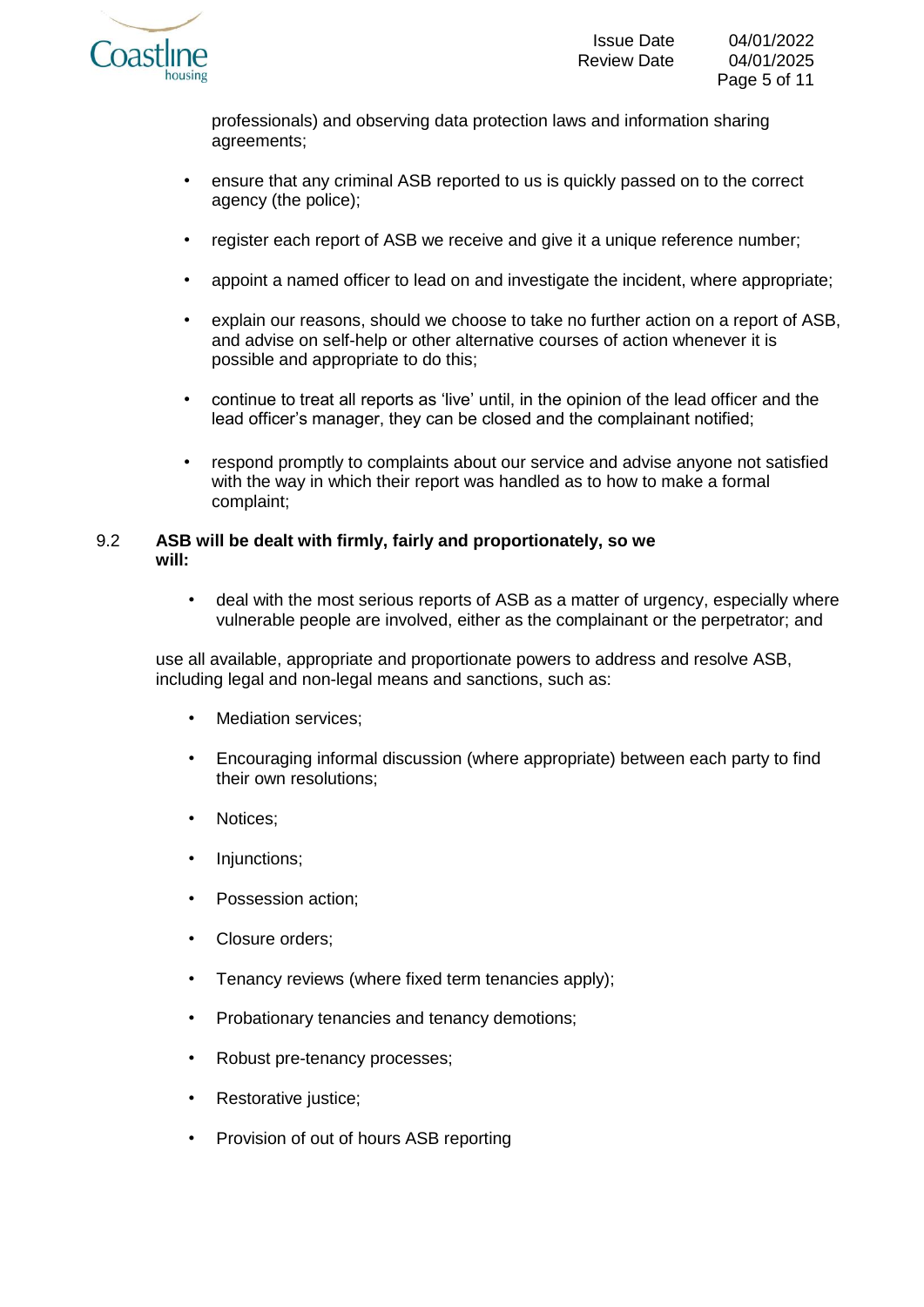professionals) and observing data protection laws and information sharing agreements;

- ensure that any criminal ASB reported to us is quickly passed on to the correct agency (the police);
- register each report of ASB we receive and give it a unique reference number;
- appoint a named officer to lead on and investigate the incident, where appropriate;
- explain our reasons, should we choose to take no further action on a report of ASB, and advise on self-help or other alternative courses of action whenever it is possible and appropriate to do this;
- continue to treat all reports as 'live' until, in the opinion of the lead officer and the lead officer's manager, they can be closed and the complainant notified;
- respond promptly to complaints about our service and advise anyone not satisfied with the way in which their report was handled as to how to make a formal complaint;

9.2 **ASB will be dealt with firmly, fairly and proportionately, so we will:**

- deal with the most serious reports of ASB as a matter of urgency, especially where vulnerable people are involved, either as the complainant or the perpetrator; and

use all available, appropriate and proportionate powers to address and resolve ASB, including legal and non-legal means and sanctions, such as:

- Mediation services;
- Encouraging informal discussion (where appropriate) between each party to find their own resolutions;
- Notices;
- Injunctions;
- Possession action;
- Closure orders;
- Tenancy reviews (where fixed term tenancies apply);
- Probationary tenancies and tenancy demotions;
- Robust pre-tenancy processes;
- Restorative justice;
- Provision of out of hours ASB reporting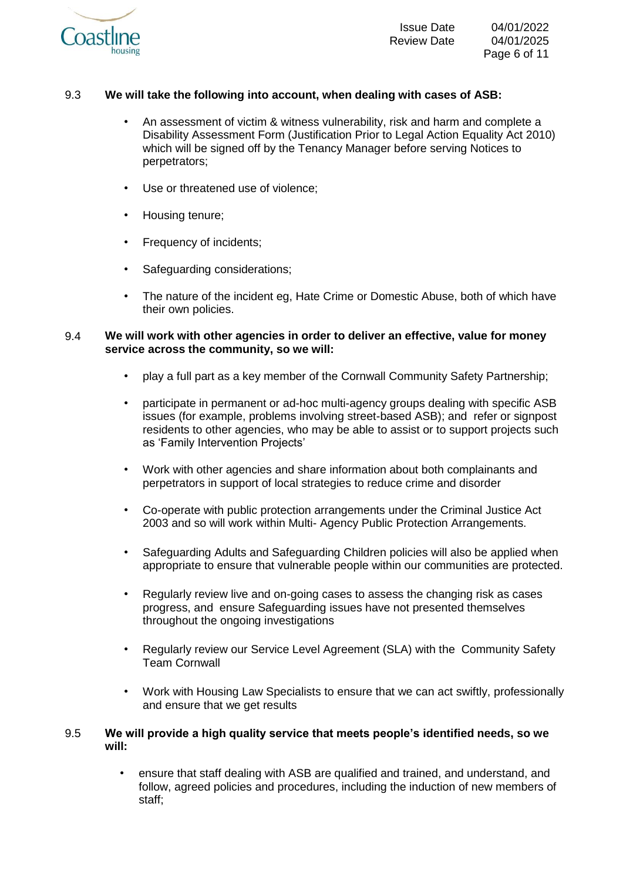9.3 **We will take the following into account, when dealing with cases of ASB:**

- An assessment of victim & witness vulnerability, risk and harm and complete a Disability Assessment Form (Justification Prior to Legal Action Equality Act 2010) which will be signed off by the Tenancy Manager before serving Notices to perpetrators;
- Use or threatened use of violence;
- Housing tenure;
- Frequency of incidents;
- Safeguarding considerations;
- The nature of the incident eg, Hate Crime or Domestic Abuse, both of which have their own policies.

9.4 **We will work with other agencies in order to deliver an effective, value for money service across the community, so we will:**

- play a full part as a key member of the Cornwall Community Safety Partnership;
- participate in permanent or ad-hoc multi-agency groups dealing with specific ASB issues (for example, problems involving street-based ASB); and refer or signpost residents to other agencies, who may be able to assist or to support projects such as 'Family Intervention Projects'
- Work with other agencies and share information about both complainants and perpetrators in support of local strategies to reduce crime and disorder
- Co-operate with public protection arrangements under the Criminal Justice Act 2003 and so will work within Multi- Agency Public Protection Arrangements.
- Safeguarding Adults and Safeguarding Children policies will also be applied when appropriate to ensure that vulnerable people within our communities are protected.
- Regularly review live and on-going cases to assess the changing risk as cases progress, and ensure Safeguarding issues have not presented themselves throughout the ongoing investigations
- Regularly review our Service Level Agreement (SLA) with the Community Safety Team Cornwall
- Work with Housing Law Specialists to ensure that we can act swiftly, professionally and ensure that we get results

9.5 **We will provide a high quality service that meets people's identified needs, so we will:**

- ensure that staff dealing with ASB are qualified and trained, and understand, and follow, agreed policies and procedures, including the induction of new members of staff;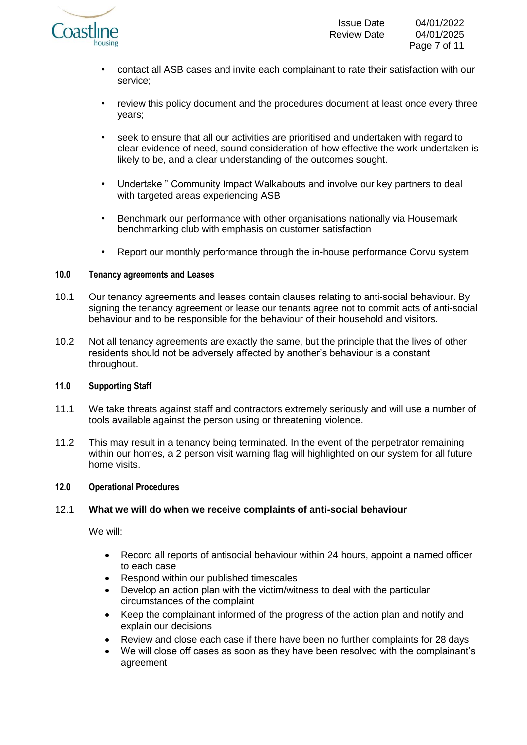- contact all ASB cases and invite each complainant to rate their satisfaction with our service;

- review this policy document and the procedures document at least once every three years;

- seek to ensure that all our activities are prioritised and undertaken with regard to clear evidence of need, sound consideration of how effective the work undertaken is likely to be, and a clear understanding of the outcomes sought.

- Undertake " Community Impact Walkabouts and involve our key partners to deal with targeted areas experiencing ASB

- Benchmark our performance with other organisations nationally via Housemark benchmarking club with emphasis on customer satisfaction

- Report our monthly performance through the in-house performance Corvu system

## 10.0 Tenancy agreements and Leases

10.1 Our tenancy agreements and leases contain clauses relating to anti-social behaviour. By signing the tenancy agreement or lease our tenants agree not to commit acts of anti-social behaviour and to be responsible for the behaviour of their household and visitors.

10.2 Not all tenancy agreements are exactly the same, but the principle that the lives of other residents should not be adversely affected by another's behaviour is a constant throughout.

## 11.0 Supporting Staff

11.1 We take threats against staff and contractors extremely seriously and will use a number of tools available against the person using or threatening violence.

11.2 This may result in a tenancy being terminated. In the event of the perpetrator remaining within our homes, a 2 person visit warning flag will highlighted on our system for all future home visits.

## 12.0 Operational Procedures

### 12.1 What we will do when we receive complaints of anti-social behaviour

We will:

- Record all reports of antisocial behaviour within 24 hours, appoint a named officer to each case
- Respond within our published timescales
- Develop an action plan with the victim/witness to deal with the particular circumstances of the complaint
- Keep the complainant informed of the progress of the action plan and notify and explain our decisions
- Review and close each case if there have been no further complaints for 28 days
- We will close off cases as soon as they have been resolved with the complainant's agreement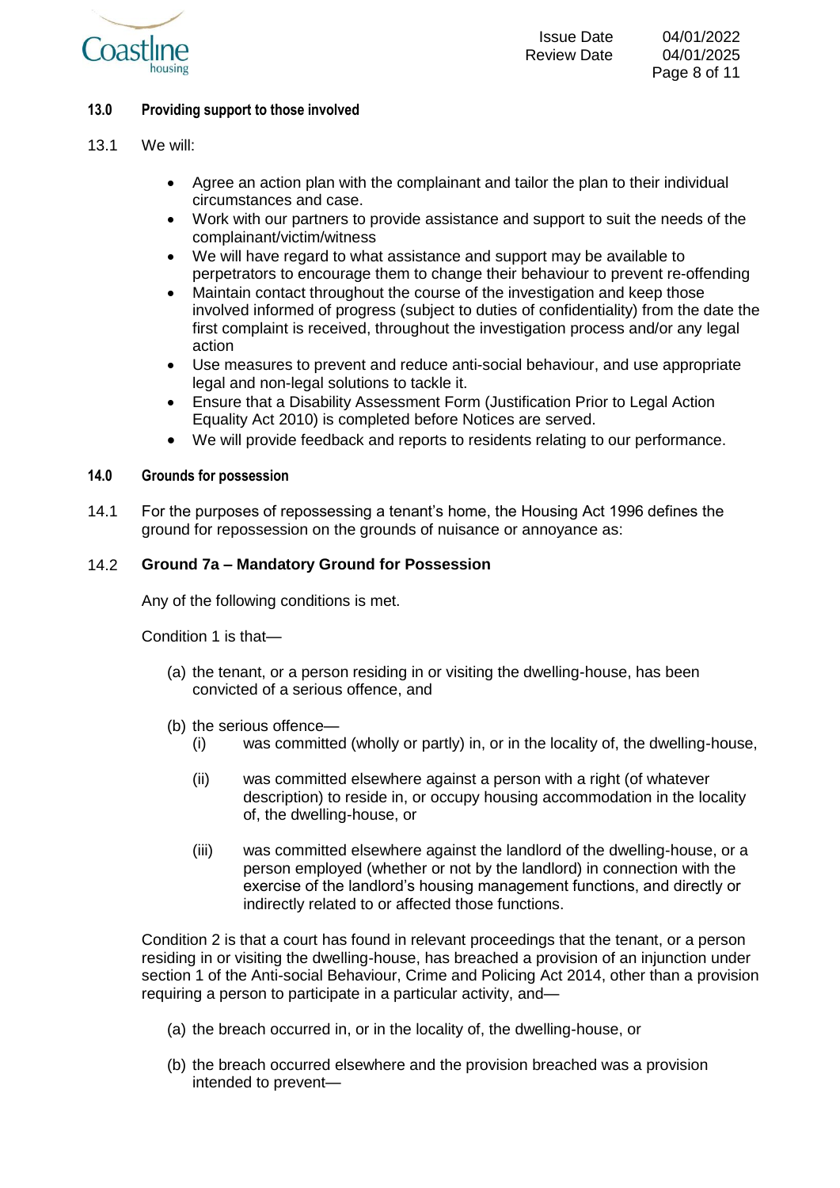## 13.0 Providing support to those involved

13.1 We will:

- Agree an action plan with the complainant and tailor the plan to their individual circumstances and case.
- Work with our partners to provide assistance and support to suit the needs of the complainant/victim/witness
- We will have regard to what assistance and support may be available to perpetrators to encourage them to change their behaviour to prevent re-offending
- Maintain contact throughout the course of the investigation and keep those involved informed of progress (subject to duties of confidentiality) from the date the first complaint is received, throughout the investigation process and/or any legal action
- Use measures to prevent and reduce anti-social behaviour, and use appropriate legal and non-legal solutions to tackle it.
- Ensure that a Disability Assessment Form (Justification Prior to Legal Action Equality Act 2010) is completed before Notices are served.
- We will provide feedback and reports to residents relating to our performance.

## 14.0 Grounds for possession

14.1 For the purposes of repossessing a tenant's home, the Housing Act 1996 defines the ground for repossession on the grounds of nuisance or annoyance as:

14.2 **Ground 7a – Mandatory Ground for Possession**

Any of the following conditions is met.

Condition 1 is that—

(a) the tenant, or a person residing in or visiting the dwelling-house, has been convicted of a serious offence, and

(b) the serious offence—

(i) was committed (wholly or partly) in, or in the locality of, the dwelling-house,

(ii) was committed elsewhere against a person with a right (of whatever description) to reside in, or occupy housing accommodation in the locality of, the dwelling-house, or

(iii) was committed elsewhere against the landlord of the dwelling-house, or a person employed (whether or not by the landlord) in connection with the exercise of the landlord's housing management functions, and directly or indirectly related to or affected those functions.

Condition 2 is that a court has found in relevant proceedings that the tenant, or a person residing in or visiting the dwelling-house, has breached a provision of an injunction under section 1 of the Anti-social Behaviour, Crime and Policing Act 2014, other than a provision requiring a person to participate in a particular activity, and—

(a) the breach occurred in, or in the locality of, the dwelling-house, or

(b) the breach occurred elsewhere and the provision breached was a provision intended to prevent—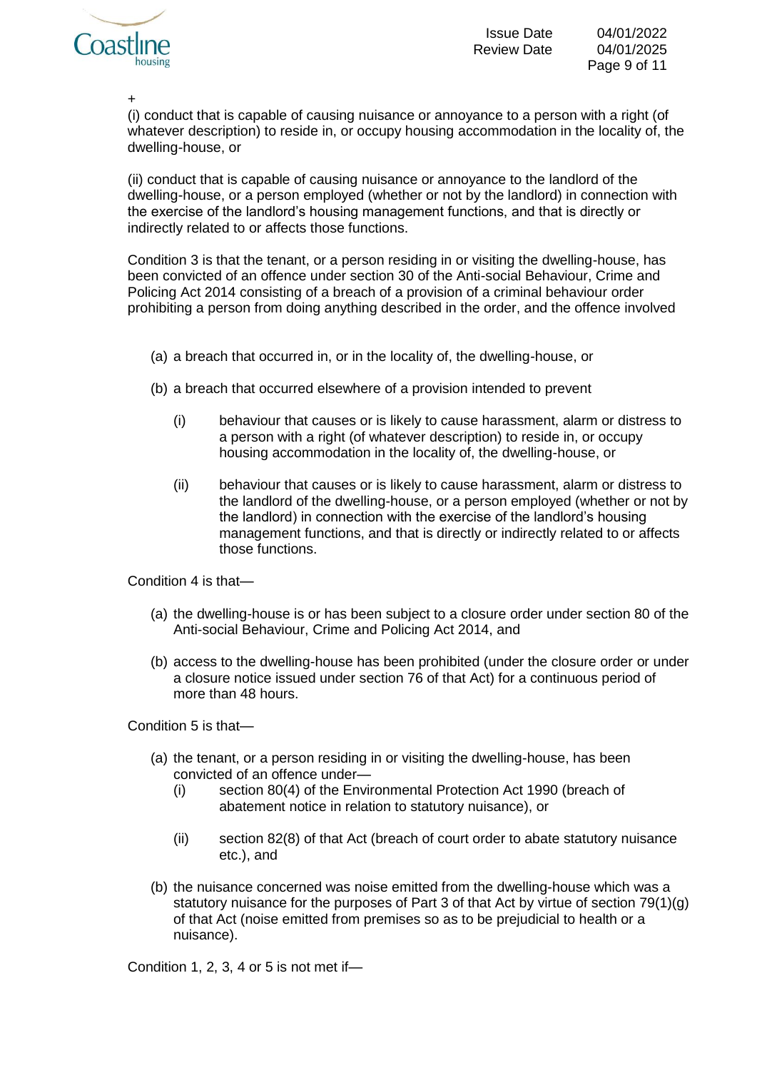+

(i) conduct that is capable of causing nuisance or annoyance to a person with a right (of whatever description) to reside in, or occupy housing accommodation in the locality of, the dwelling-house, or

(ii) conduct that is capable of causing nuisance or annoyance to the landlord of the dwelling-house, or a person employed (whether or not by the landlord) in connection with the exercise of the landlord's housing management functions, and that is directly or indirectly related to or affects those functions.

Condition 3 is that the tenant, or a person residing in or visiting the dwelling-house, has been convicted of an offence under section 30 of the Anti-social Behaviour, Crime and Policing Act 2014 consisting of a breach of a provision of a criminal behaviour order prohibiting a person from doing anything described in the order, and the offence involved

(a) a breach that occurred in, or in the locality of, the dwelling-house, or

(b) a breach that occurred elsewhere of a provision intended to prevent

  (i) behaviour that causes or is likely to cause harassment, alarm or distress to a person with a right (of whatever description) to reside in, or occupy housing accommodation in the locality of, the dwelling-house, or

  (ii) behaviour that causes or is likely to cause harassment, alarm or distress to the landlord of the dwelling-house, or a person employed (whether or not by the landlord) in connection with the exercise of the landlord's housing management functions, and that is directly or indirectly related to or affects those functions.

Condition 4 is that—

(a) the dwelling-house is or has been subject to a closure order under section 80 of the Anti-social Behaviour, Crime and Policing Act 2014, and

(b) access to the dwelling-house has been prohibited (under the closure order or under a closure notice issued under section 76 of that Act) for a continuous period of more than 48 hours.

Condition 5 is that—

(a) the tenant, or a person residing in or visiting the dwelling-house, has been convicted of an offence under—

  (i) section 80(4) of the Environmental Protection Act 1990 (breach of abatement notice in relation to statutory nuisance), or

  (ii) section 82(8) of that Act (breach of court order to abate statutory nuisance etc.), and

(b) the nuisance concerned was noise emitted from the dwelling-house which was a statutory nuisance for the purposes of Part 3 of that Act by virtue of section 79(1)(g) of that Act (noise emitted from premises so as to be prejudicial to health or a nuisance).

Condition 1, 2, 3, 4 or 5 is not met if—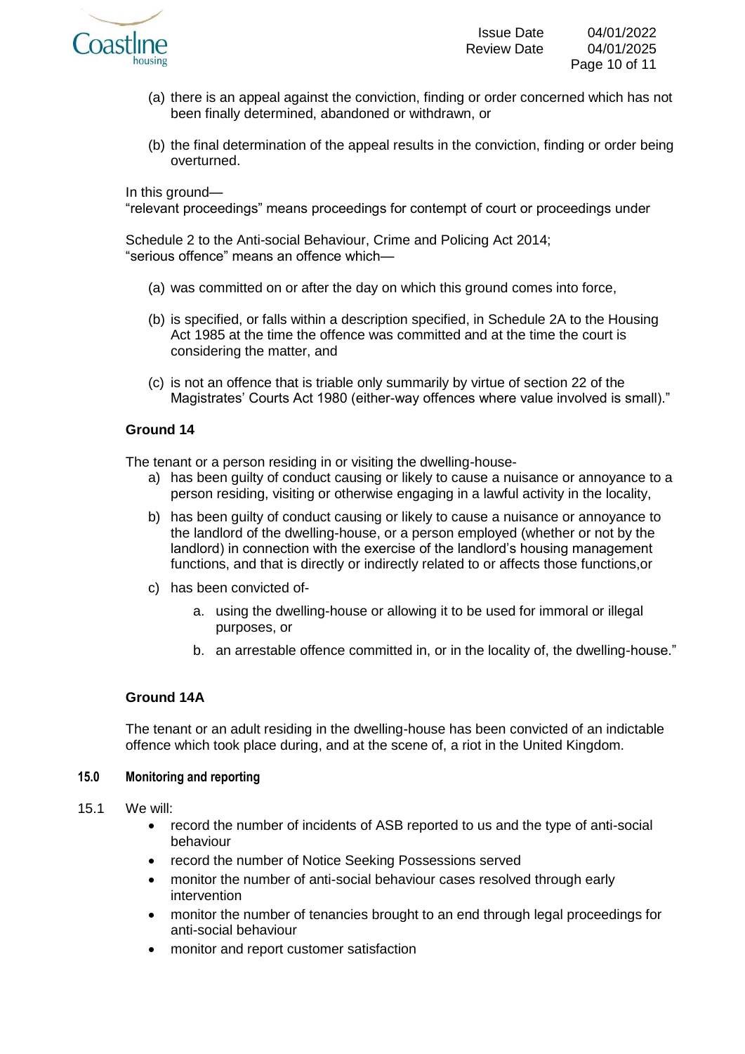(a) there is an appeal against the conviction, finding or order concerned which has not been finally determined, abandoned or withdrawn, or

(b) the final determination of the appeal results in the conviction, finding or order being overturned.

In this ground—
“relevant proceedings” means proceedings for contempt of court or proceedings under

Schedule 2 to the Anti-social Behaviour, Crime and Policing Act 2014;
“serious offence” means an offence which—

(a) was committed on or after the day on which this ground comes into force,

(b) is specified, or falls within a description specified, in Schedule 2A to the Housing Act 1985 at the time the offence was committed and at the time the court is considering the matter, and

(c) is not an offence that is triable only summarily by virtue of section 22 of the Magistrates’ Courts Act 1980 (either-way offences where value involved is small).”

### Ground 14

The tenant or a person residing in or visiting the dwelling-house-

a) has been guilty of conduct causing or likely to cause a nuisance or annoyance to a person residing, visiting or otherwise engaging in a lawful activity in the locality,

b) has been guilty of conduct causing or likely to cause a nuisance or annoyance to the landlord of the dwelling-house, or a person employed (whether or not by the landlord) in connection with the exercise of the landlord’s housing management functions, and that is directly or indirectly related to or affects those functions,or

c) has been convicted of-

   a. using the dwelling-house or allowing it to be used for immoral or illegal purposes, or

   b. an arrestable offence committed in, or in the locality of, the dwelling-house.”

### Ground 14A

The tenant or an adult residing in the dwelling-house has been convicted of an indictable offence which took place during, and at the scene of, a riot in the United Kingdom.

## 15.0 Monitoring and reporting

15.1 We will:

- record the number of incidents of ASB reported to us and the type of anti-social behaviour
- record the number of Notice Seeking Possessions served
- monitor the number of anti-social behaviour cases resolved through early intervention
- monitor the number of tenancies brought to an end through legal proceedings for anti-social behaviour
- monitor and report customer satisfaction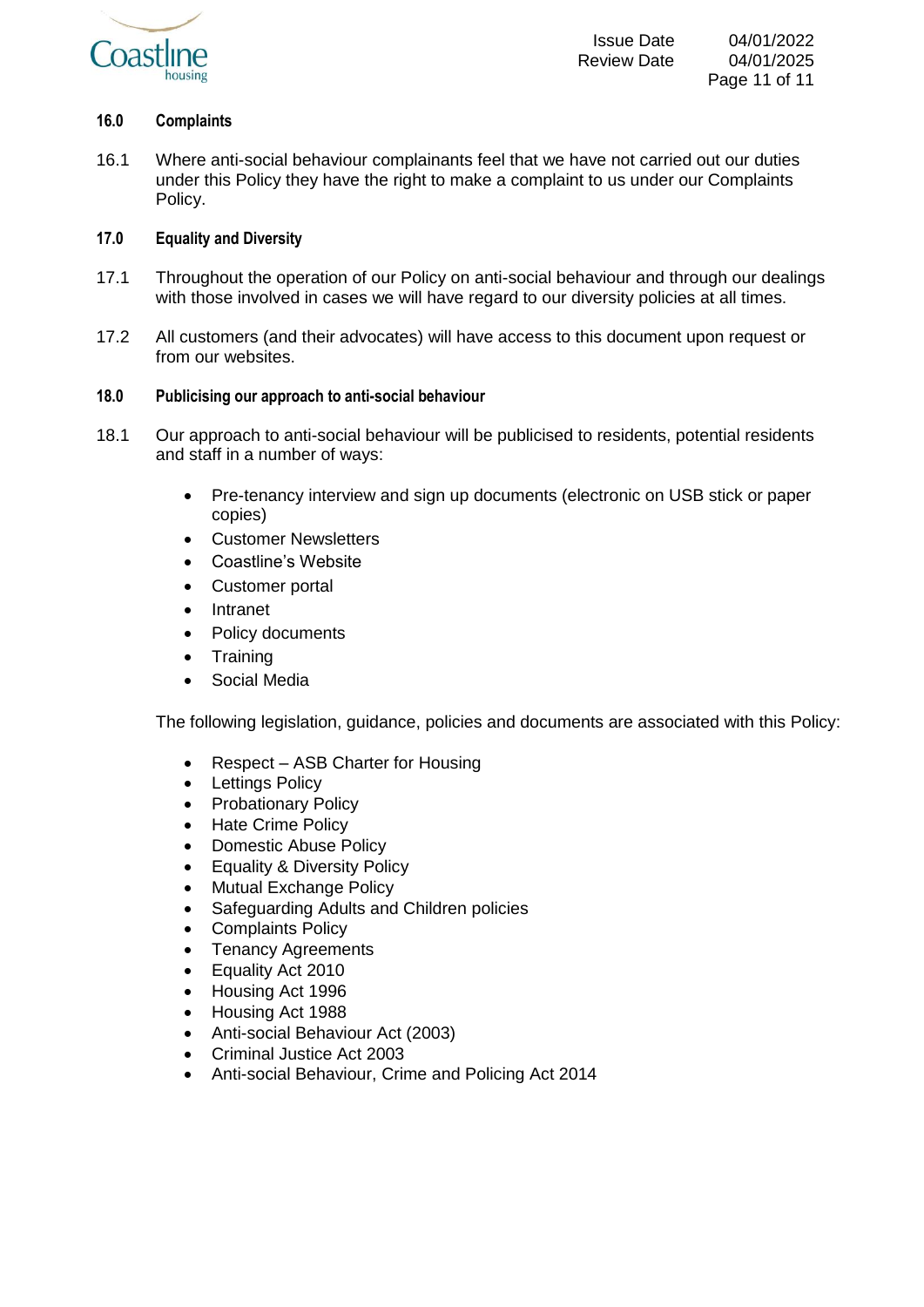## 16.0 Complaints

16.1 Where anti-social behaviour complainants feel that we have not carried out our duties under this Policy they have the right to make a complaint to us under our Complaints Policy.

## 17.0 Equality and Diversity

17.1 Throughout the operation of our Policy on anti-social behaviour and through our dealings with those involved in cases we will have regard to our diversity policies at all times.

17.2 All customers (and their advocates) will have access to this document upon request or from our websites.

## 18.0 Publicising our approach to anti-social behaviour

18.1 Our approach to anti-social behaviour will be publicised to residents, potential residents and staff in a number of ways:

- Pre-tenancy interview and sign up documents (electronic on USB stick or paper copies)
- Customer Newsletters
- Coastline's Website
- Customer portal
- Intranet
- Policy documents
- Training
- Social Media

The following legislation, guidance, policies and documents are associated with this Policy:

- Respect – ASB Charter for Housing
- Lettings Policy
- Probationary Policy
- Hate Crime Policy
- Domestic Abuse Policy
- Equality & Diversity Policy
- Mutual Exchange Policy
- Safeguarding Adults and Children policies
- Complaints Policy
- Tenancy Agreements
- Equality Act 2010
- Housing Act 1996
- Housing Act 1988
- Anti-social Behaviour Act (2003)
- Criminal Justice Act 2003
- Anti-social Behaviour, Crime and Policing Act 2014